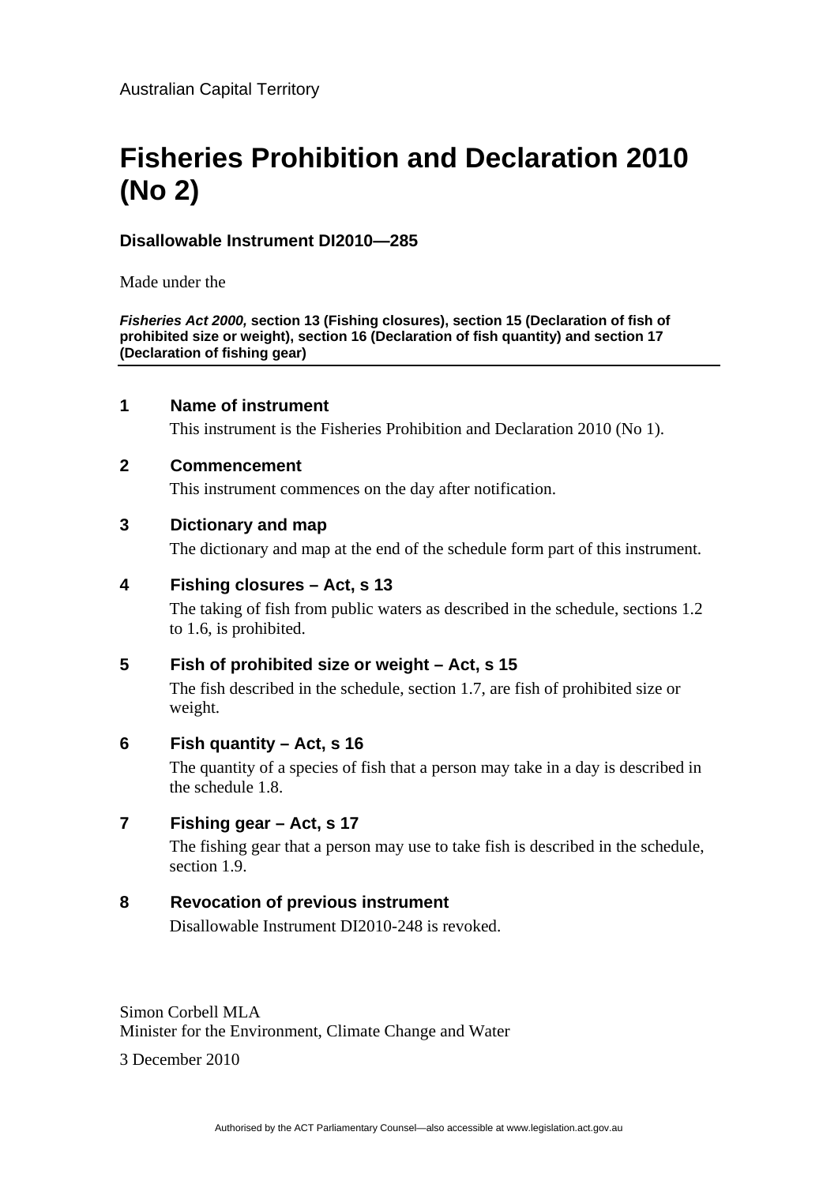Australian Capital Territory

# Fisheries Prohibition and Declaration 2010 (No 2)

**Disallowable Instrument DI2010—285**

Made under the

***Fisheries Act 2000,* section 13 (Fishing closures), section 15 (Declaration of fish of prohibited size or weight), section 16 (Declaration of fish quantity) and section 17 (Declaration of fishing gear)**

---

## 1 Name of instrument

This instrument is the Fisheries Prohibition and Declaration 2010 (No 1).

## 2 Commencement

This instrument commences on the day after notification.

## 3 Dictionary and map

The dictionary and map at the end of the schedule form part of this instrument.

## 4 Fishing closures – Act, s 13

The taking of fish from public waters as described in the schedule, sections 1.2 to 1.6, is prohibited.

## 5 Fish of prohibited size or weight – Act, s 15

The fish described in the schedule, section 1.7, are fish of prohibited size or weight.

## 6 Fish quantity – Act, s 16

The quantity of a species of fish that a person may take in a day is described in the schedule 1.8.

## 7 Fishing gear – Act, s 17

The fishing gear that a person may use to take fish is described in the schedule, section 1.9.

## 8 Revocation of previous instrument

Disallowable Instrument DI2010-248 is revoked.

Simon Corbell MLA
Minister for the Environment, Climate Change and Water

3 December 2010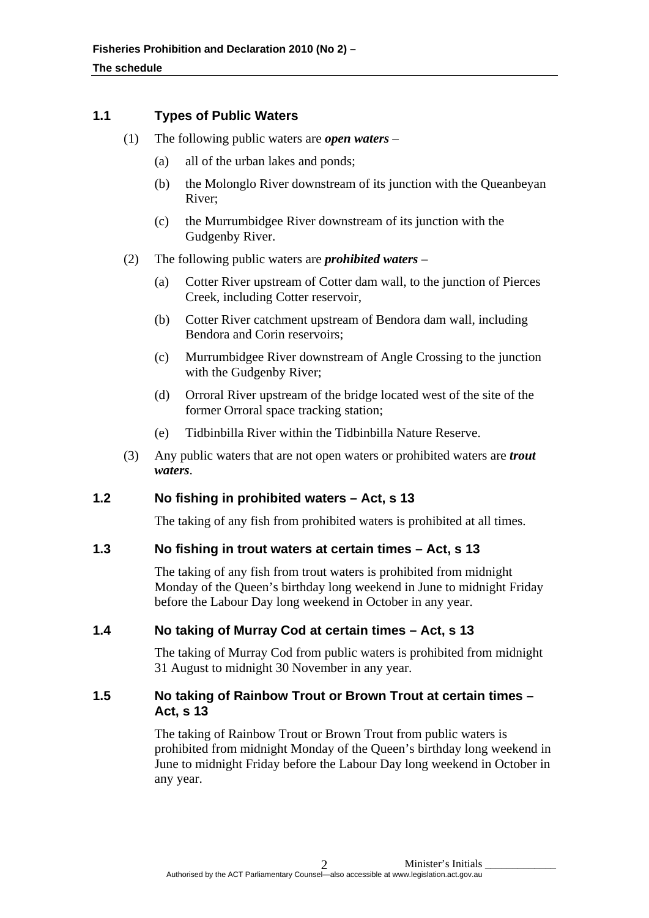## 1.1 Types of Public Waters

(1) The following public waters are ***open waters*** –

(a) all of the urban lakes and ponds;

(b) the Molonglo River downstream of its junction with the Queanbeyan River;

(c) the Murrumbidgee River downstream of its junction with the Gudgenby River.

(2) The following public waters are ***prohibited waters*** –

(a) Cotter River upstream of Cotter dam wall, to the junction of Pierces Creek, including Cotter reservoir,

(b) Cotter River catchment upstream of Bendora dam wall, including Bendora and Corin reservoirs;

(c) Murrumbidgee River downstream of Angle Crossing to the junction with the Gudgenby River;

(d) Orroral River upstream of the bridge located west of the site of the former Orroral space tracking station;

(e) Tidbinbilla River within the Tidbinbilla Nature Reserve.

(3) Any public waters that are not open waters or prohibited waters are ***trout waters***.

## 1.2 No fishing in prohibited waters – Act, s 13

The taking of any fish from prohibited waters is prohibited at all times.

## 1.3 No fishing in trout waters at certain times – Act, s 13

The taking of any fish from trout waters is prohibited from midnight Monday of the Queen's birthday long weekend in June to midnight Friday before the Labour Day long weekend in October in any year.

## 1.4 No taking of Murray Cod at certain times – Act, s 13

The taking of Murray Cod from public waters is prohibited from midnight 31 August to midnight 30 November in any year.

## 1.5 No taking of Rainbow Trout or Brown Trout at certain times – Act, s 13

The taking of Rainbow Trout or Brown Trout from public waters is prohibited from midnight Monday of the Queen's birthday long weekend in June to midnight Friday before the Labour Day long weekend in October in any year.

Minister's Initials _____________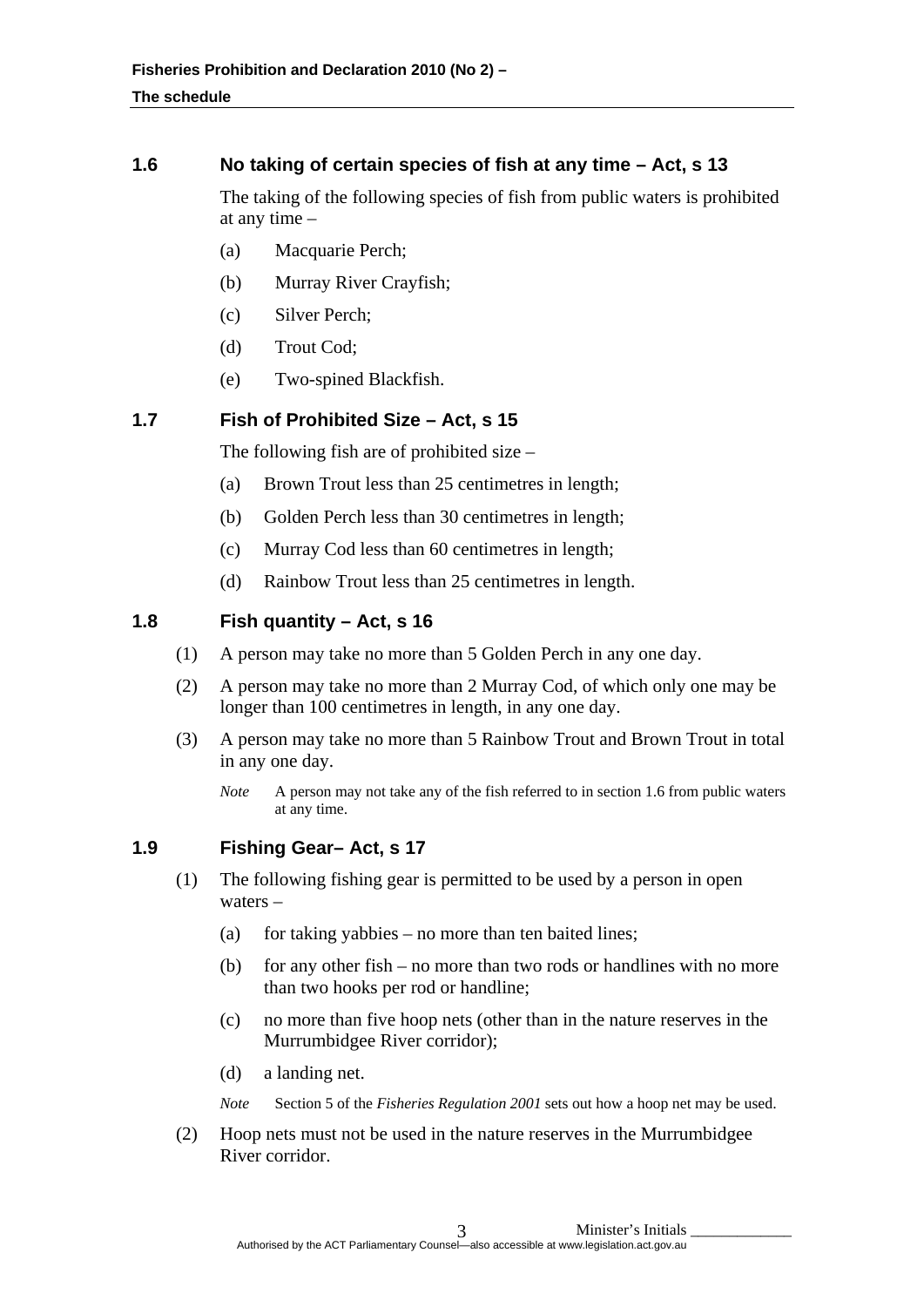### 1.6 No taking of certain species of fish at any time – Act, s 13

The taking of the following species of fish from public waters is prohibited at any time –

(a) Macquarie Perch;

(b) Murray River Crayfish;

(c) Silver Perch;

(d) Trout Cod;

(e) Two-spined Blackfish.

### 1.7 Fish of Prohibited Size – Act, s 15

The following fish are of prohibited size –

(a) Brown Trout less than 25 centimetres in length;

(b) Golden Perch less than 30 centimetres in length;

(c) Murray Cod less than 60 centimetres in length;

(d) Rainbow Trout less than 25 centimetres in length.

### 1.8 Fish quantity – Act, s 16

(1) A person may take no more than 5 Golden Perch in any one day.

(2) A person may take no more than 2 Murray Cod, of which only one may be longer than 100 centimetres in length, in any one day.

(3) A person may take no more than 5 Rainbow Trout and Brown Trout in total in any one day.

*Note* A person may not take any of the fish referred to in section 1.6 from public waters at any time.

### 1.9 Fishing Gear– Act, s 17

(1) The following fishing gear is permitted to be used by a person in open waters –

(a) for taking yabbies – no more than ten baited lines;

(b) for any other fish – no more than two rods or handlines with no more than two hooks per rod or handline;

(c) no more than five hoop nets (other than in the nature reserves in the Murrumbidgee River corridor);

(d) a landing net.

*Note* Section 5 of the *Fisheries Regulation 2001* sets out how a hoop net may be used.

(2) Hoop nets must not be used in the nature reserves in the Murrumbidgee River corridor.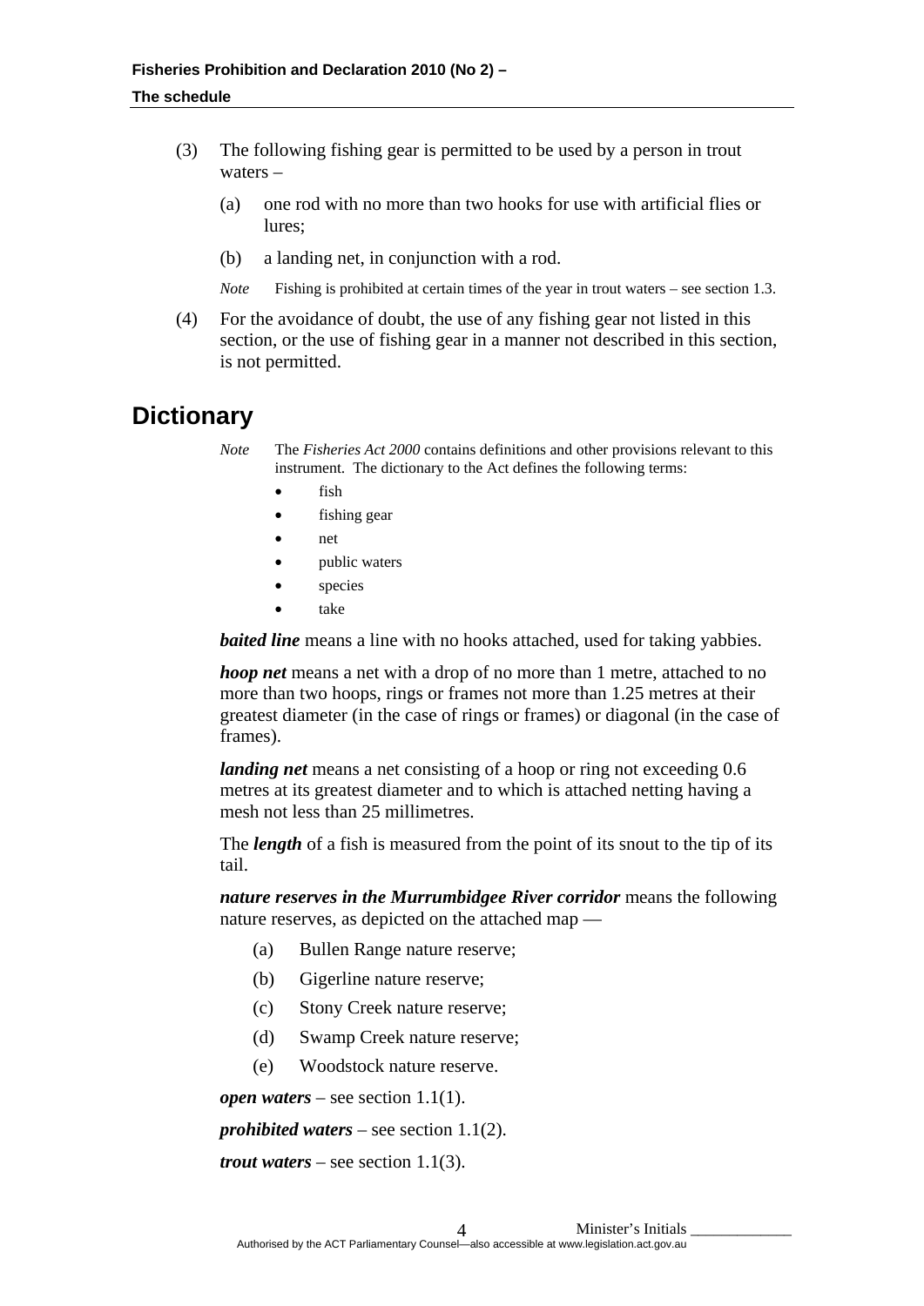(3) The following fishing gear is permitted to be used by a person in trout waters –

   (a) one rod with no more than two hooks for use with artificial flies or lures;

   (b) a landing net, in conjunction with a rod.

   *Note* Fishing is prohibited at certain times of the year in trout waters – see section 1.3.

(4) For the avoidance of doubt, the use of any fishing gear not listed in this section, or the use of fishing gear in a manner not described in this section, is not permitted.

# Dictionary

*Note* The *Fisheries Act 2000* contains definitions and other provisions relevant to this instrument. The dictionary to the Act defines the following terms:

- fish
- fishing gear
- net
- public waters
- species
- take

***baited line*** means a line with no hooks attached, used for taking yabbies.

***hoop net*** means a net with a drop of no more than 1 metre, attached to no more than two hoops, rings or frames not more than 1.25 metres at their greatest diameter (in the case of rings or frames) or diagonal (in the case of frames).

***landing net*** means a net consisting of a hoop or ring not exceeding 0.6 metres at its greatest diameter and to which is attached netting having a mesh not less than 25 millimetres.

The ***length*** of a fish is measured from the point of its snout to the tip of its tail.

***nature reserves in the Murrumbidgee River corridor*** means the following nature reserves, as depicted on the attached map —

   (a) Bullen Range nature reserve;

   (b) Gigerline nature reserve;

   (c) Stony Creek nature reserve;

   (d) Swamp Creek nature reserve;

   (e) Woodstock nature reserve.

***open waters*** – see section 1.1(1).

***prohibited waters*** – see section 1.1(2).

***trout waters*** – see section 1.1(3).

Minister's Initials _____________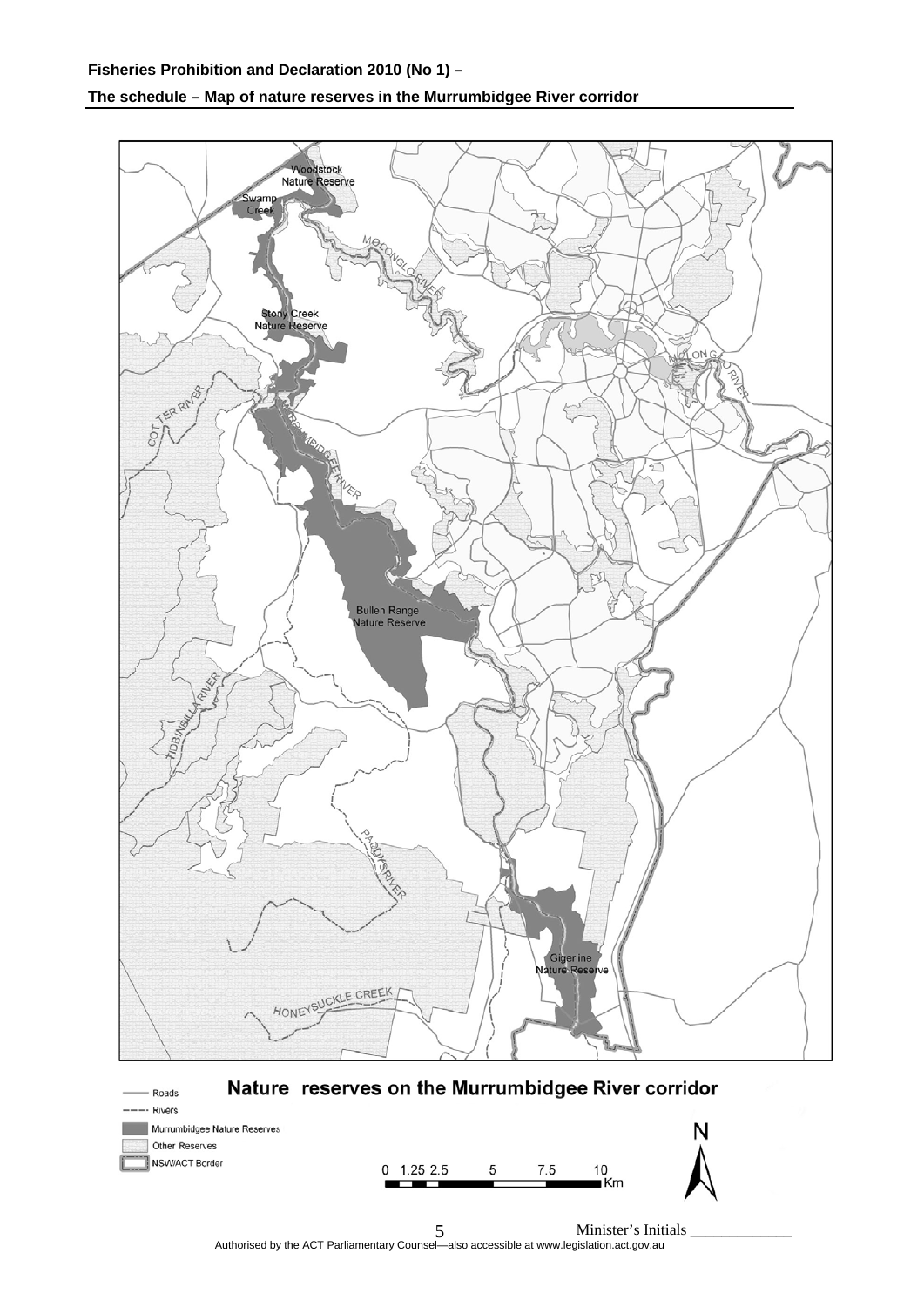**Fisheries Prohibition and Declaration 2010 (No 1) –**

**The schedule – Map of nature reserves in the Murrumbidgee River corridor**

Nature reserves on the Murrumbidgee River corridor

Woodstock Nature Reserve

Swamp Creek

MOLONGLO RIVER

Stony Creek Nature Reserve

MOLONGLO RIVER

COTTER RIVER

MURRUMBIDGEE RIVER

Bullen Range Nature Reserve

TIDBINBILLA RIVER

PADDYS RIVER

Gigerline Nature Reserve

HONEYSUCKLE CREEK

Roads

Rivers

Murrumbidgee Nature Reserves

Other Reserves

NSW/ACT Border

0 1.25 2.5 5 7.5 10 Km

N

Minister's Initials _____________

Authorised by the ACT Parliamentary Counsel—also accessible at www.legislation.act.gov.au